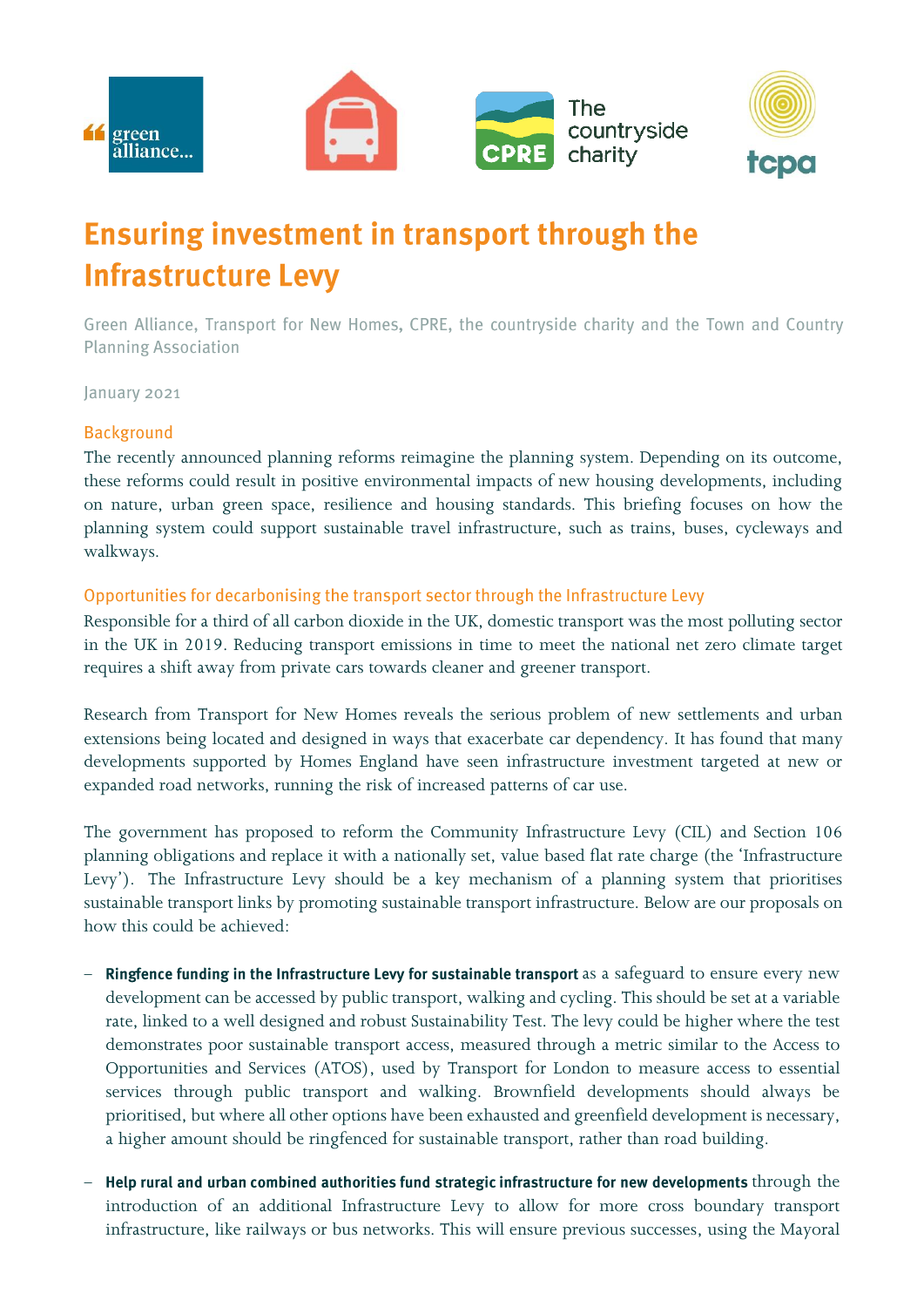# Ensuring investment in transport through the Infrastructure Levy

Green Alliance, Transport for New Homes, CPRE, the countryside charity and the Town and Country Planning Association

January 2021

## Background

The recently announced planning reforms reimagine the planning system. Depending on its outcome, these reforms could result in positive environmental impacts of new housing developments, including on nature, urban green space, resilience and housing standards. This briefing focuses on how the planning system could support sustainable travel infrastructure, such as trains, buses, cycleways and walkways.

## Opportunities for decarbonising the transport sector through the Infrastructure Levy

Responsible for a third of all carbon dioxide in the UK, domestic transport was the most polluting sector in the UK in 2019. Reducing transport emissions in time to meet the national net zero climate target requires a shift away from private cars towards cleaner and greener transport.

Research from Transport for New Homes reveals the serious problem of new settlements and urban extensions being located and designed in ways that exacerbate car dependency. It has found that many developments supported by Homes England have seen infrastructure investment targeted at new or expanded road networks, running the risk of increased patterns of car use.

The government has proposed to reform the Community Infrastructure Levy (CIL) and Section 106 planning obligations and replace it with a nationally set, value based flat rate charge (the 'Infrastructure Levy'). The Infrastructure Levy should be a key mechanism of a planning system that prioritises sustainable transport links by promoting sustainable transport infrastructure. Below are our proposals on how this could be achieved:

- **Ringfence funding in the Infrastructure Levy for sustainable transport** as a safeguard to ensure every new development can be accessed by public transport, walking and cycling. This should be set at a variable rate, linked to a well designed and robust Sustainability Test. The levy could be higher where the test demonstrates poor sustainable transport access, measured through a metric similar to the Access to Opportunities and Services (ATOS), used by Transport for London to measure access to essential services through public transport and walking. Brownfield developments should always be prioritised, but where all other options have been exhausted and greenfield development is necessary, a higher amount should be ringfenced for sustainable transport, rather than road building.
- **Help rural and urban combined authorities fund strategic infrastructure for new developments** through the introduction of an additional Infrastructure Levy to allow for more cross boundary transport infrastructure, like railways or bus networks. This will ensure previous successes, using the Mayoral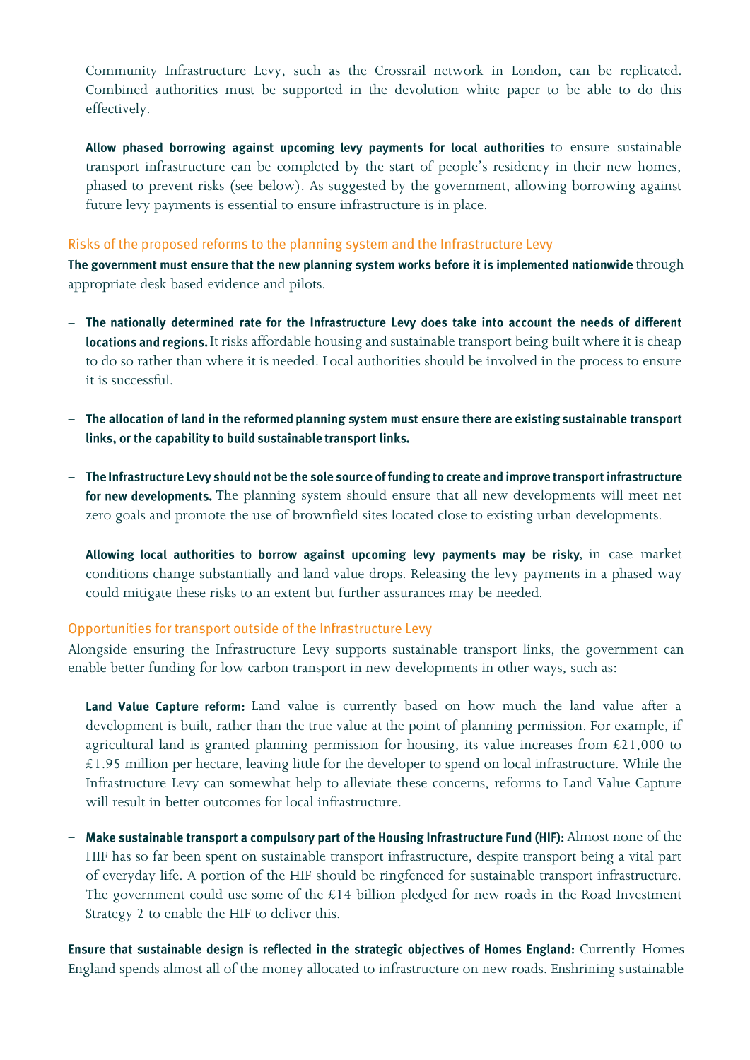Community Infrastructure Levy, such as the Crossrail network in London, can be replicated. Combined authorities must be supported in the devolution white paper to be able to do this effectively.

- **Allow phased borrowing against upcoming levy payments for local authorities** to ensure sustainable transport infrastructure can be completed by the start of people's residency in their new homes, phased to prevent risks (see below). As suggested by the government, allowing borrowing against future levy payments is essential to ensure infrastructure is in place.

## Risks of the proposed reforms to the planning system and the Infrastructure Levy

**The government must ensure that the new planning system works before it is implemented nationwide** through appropriate desk based evidence and pilots.

- **The nationally determined rate for the Infrastructure Levy does take into account the needs of different locations and regions.** It risks affordable housing and sustainable transport being built where it is cheap to do so rather than where it is needed. Local authorities should be involved in the process to ensure it is successful.

- **The allocation of land in the reformed planning system must ensure there are existing sustainable transport links, or the capability to build sustainable transport links.**

- **The Infrastructure Levy should not be the sole source of funding to create and improve transport infrastructure for new developments.** The planning system should ensure that all new developments will meet net zero goals and promote the use of brownfield sites located close to existing urban developments.

- **Allowing local authorities to borrow against upcoming levy payments may be risky**, in case market conditions change substantially and land value drops. Releasing the levy payments in a phased way could mitigate these risks to an extent but further assurances may be needed.

## Opportunities for transport outside of the Infrastructure Levy

Alongside ensuring the Infrastructure Levy supports sustainable transport links, the government can enable better funding for low carbon transport in new developments in other ways, such as:

- **Land Value Capture reform:** Land value is currently based on how much the land value after a development is built, rather than the true value at the point of planning permission. For example, if agricultural land is granted planning permission for housing, its value increases from £21,000 to £1.95 million per hectare, leaving little for the developer to spend on local infrastructure. While the Infrastructure Levy can somewhat help to alleviate these concerns, reforms to Land Value Capture will result in better outcomes for local infrastructure.

- **Make sustainable transport a compulsory part of the Housing Infrastructure Fund (HIF):** Almost none of the HIF has so far been spent on sustainable transport infrastructure, despite transport being a vital part of everyday life. A portion of the HIF should be ringfenced for sustainable transport infrastructure. The government could use some of the £14 billion pledged for new roads in the Road Investment Strategy 2 to enable the HIF to deliver this.

**Ensure that sustainable design is reflected in the strategic objectives of Homes England:** Currently Homes England spends almost all of the money allocated to infrastructure on new roads. Enshrining sustainable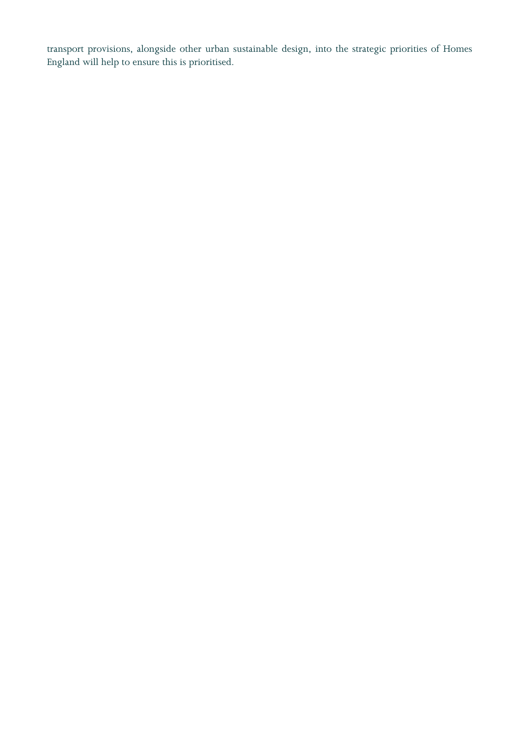transport provisions, alongside other urban sustainable design, into the strategic priorities of Homes England will help to ensure this is prioritised.